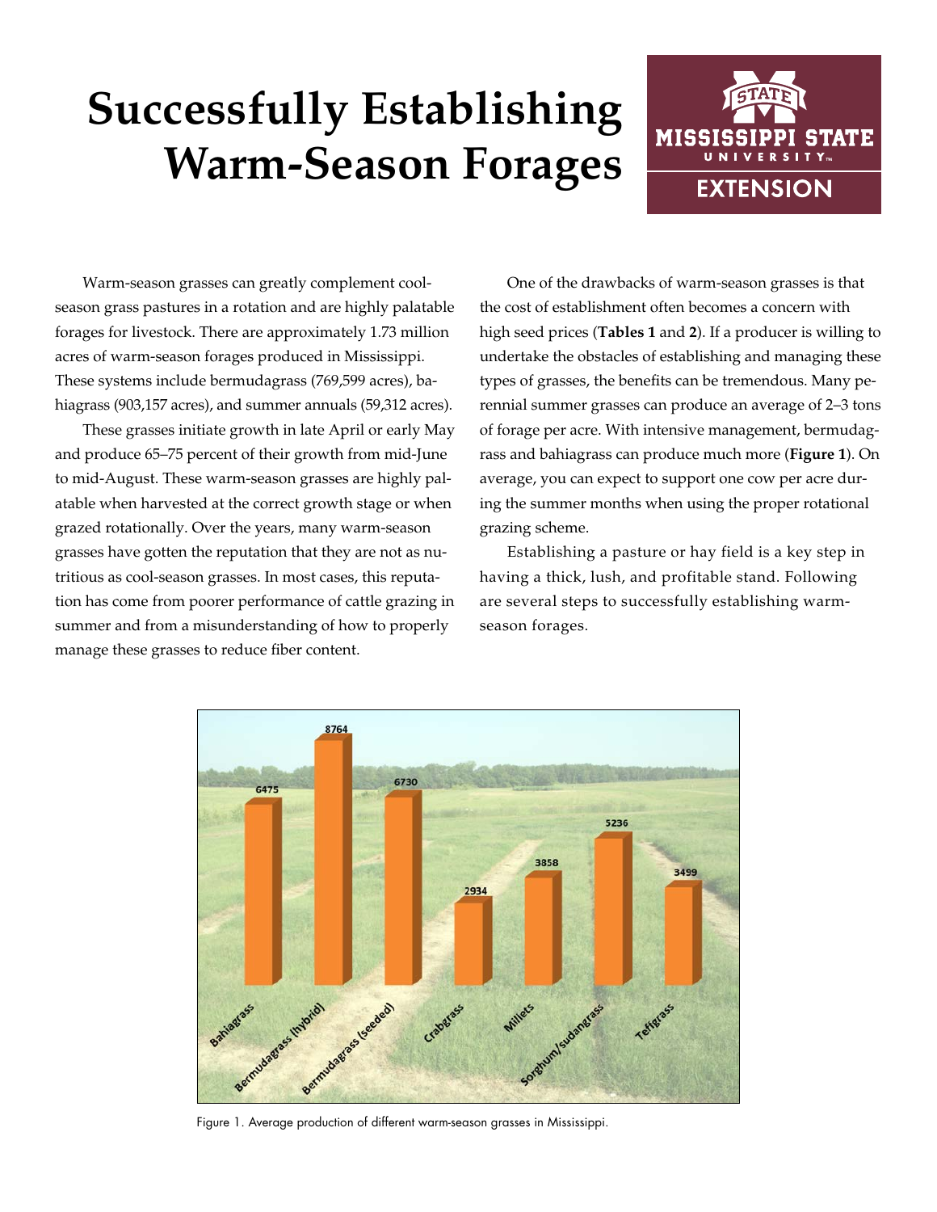# Successfully Establishing Warm-Season Forages

Warm-season grasses can greatly complement cool-season grass pastures in a rotation and are highly palatable forages for livestock. There are approximately 1.73 million acres of warm-season forages produced in Mississippi. These systems include bermudagrass (769,599 acres), bahiagrass (903,157 acres), and summer annuals (59,312 acres).

These grasses initiate growth in late April or early May and produce 65–75 percent of their growth from mid-June to mid-August. These warm-season grasses are highly palatable when harvested at the correct growth stage or when grazed rotationally. Over the years, many warm-season grasses have gotten the reputation that they are not as nutritious as cool-season grasses. In most cases, this reputation has come from poorer performance of cattle grazing in summer and from a misunderstanding of how to properly manage these grasses to reduce fiber content.

One of the drawbacks of warm-season grasses is that the cost of establishment often becomes a concern with high seed prices (**Tables 1** and **2**). If a producer is willing to undertake the obstacles of establishing and managing these types of grasses, the benefits can be tremendous. Many perennial summer grasses can produce an average of 2–3 tons of forage per acre. With intensive management, bermudagrass and bahiagrass can produce much more (**Figure 1**). On average, you can expect to support one cow per acre during the summer months when using the proper rotational grazing scheme.

Establishing a pasture or hay field is a key step in having a thick, lush, and profitable stand. Following are several steps to successfully establishing warm-season forages.

6475
8764
6730
2934
3858
5236
3499

Bahiagrass
Bermudagrass (hybrid)
Bermudagrass (seeded)
Crabgrass
Millets
Sorghum/sudangrass
Teffgrass

Figure 1. Average production of different warm-season grasses in Mississippi.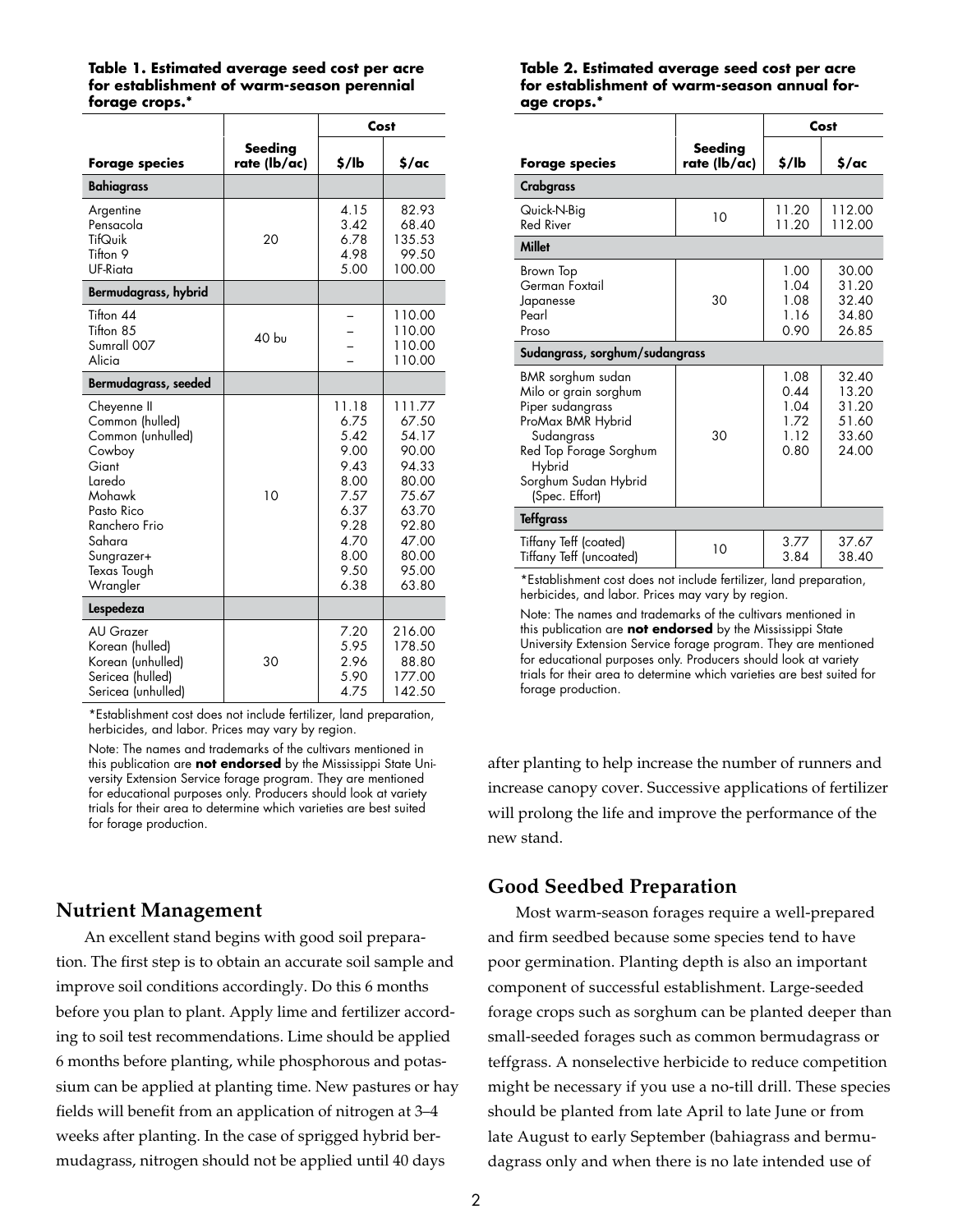**Table 1. Estimated average seed cost per acre for establishment of warm-season perennial forage crops.***

| Forage species | Seeding rate (lb/ac) | Cost | |
|---|---|---|---|
| | | $/lb | $/ac |
| **Bahiagrass** | | | |
| Argentine | 20 | 4.15 | 82.93 |
| Pensacola | 20 | 3.42 | 68.40 |
| TifQuik | 20 | 6.78 | 135.53 |
| Tifton 9 | 20 | 4.98 | 99.50 |
| UF-Riata | 20 | 5.00 | 100.00 |
| **Bermudagrass, hybrid** | | | |
| Tifton 44 | 40 bu | – | 110.00 |
| Tifton 85 | 40 bu | – | 110.00 |
| Sumrall 007 | 40 bu | – | 110.00 |
| Alicia | 40 bu | – | 110.00 |
| **Bermudagrass, seeded** | | | |
| Cheyenne II | 10 | 11.18 | 111.77 |
| Common (hulled) | 10 | 6.75 | 67.50 |
| Common (unhulled) | 10 | 5.42 | 54.17 |
| Cowboy | 10 | 9.00 | 90.00 |
| Giant | 10 | 9.43 | 94.33 |
| Laredo | 10 | 8.00 | 80.00 |
| Mohawk | 10 | 7.57 | 75.67 |
| Pasto Rico | 10 | 6.37 | 63.70 |
| Ranchero Frio | 10 | 9.28 | 92.80 |
| Sahara | 10 | 4.70 | 47.00 |
| Sungrazer+ | 10 | 8.00 | 80.00 |
| Texas Tough | 10 | 9.50 | 95.00 |
| Wrangler | 10 | 6.38 | 63.80 |
| **Lespedeza** | | | |
| AU Grazer | 30 | 7.20 | 216.00 |
| Korean (hulled) | 30 | 5.95 | 178.50 |
| Korean (unhulled) | 30 | 2.96 | 88.80 |
| Sericea (hulled) | 30 | 5.90 | 177.00 |
| Sericea (unhulled) | 30 | 4.75 | 142.50 |

*Establishment cost does not include fertilizer, land preparation, herbicides, and labor. Prices may vary by region.

Note: The names and trademarks of the cultivars mentioned in this publication are **not endorsed** by the Mississippi State University Extension Service forage program. They are mentioned for educational purposes only. Producers should look at variety trials for their area to determine which varieties are best suited for forage production.

**Table 2. Estimated average seed cost per acre for establishment of warm-season annual forage crops.***

| Forage species | Seeding rate (lb/ac) | Cost | |
|---|---|---|---|
| | | $/lb | $/ac |
| **Crabgrass** | | | |
| Quick-N-Big | 10 | 11.20 | 112.00 |
| Red River | 10 | 11.20 | 112.00 |
| **Millet** | | | |
| Brown Top | 30 | 1.00 | 30.00 |
| German Foxtail | 30 | 1.04 | 31.20 |
| Japanese | 30 | 1.08 | 32.40 |
| Pearl | 30 | 1.16 | 34.80 |
| Proso | 30 | 0.90 | 26.85 |
| **Sudangrass, sorghum/sudangrass** | | | |
| BMR sorghum sudan | 30 | 1.08 | 32.40 |
| Milo or grain sorghum | 30 | 0.44 | 13.20 |
| Piper sudangrass | 30 | 1.04 | 31.20 |
| ProMax BMR Hybrid Sudangrass | 30 | 1.72 | 51.60 |
| Red Top Forage Sorghum Hybrid | 30 | 1.12 | 33.60 |
| Sorghum Sudan Hybrid (Spec. Effort) | 30 | 0.80 | 24.00 |
| **Teffgrass** | | | |
| Tiffany Teff (coated) | 10 | 3.77 | 37.67 |
| Tiffany Teff (uncoated) | 10 | 3.84 | 38.40 |

*Establishment cost does not include fertilizer, land preparation, herbicides, and labor. Prices may vary by region.

Note: The names and trademarks of the cultivars mentioned in this publication are **not endorsed** by the Mississippi State University Extension Service forage program. They are mentioned for educational purposes only. Producers should look at variety trials for their area to determine which varieties are best suited for forage production.

## Nutrient Management

An excellent stand begins with good soil preparation. The first step is to obtain an accurate soil sample and improve soil conditions accordingly. Do this 6 months before you plan to plant. Apply lime and fertilizer according to soil test recommendations. Lime should be applied 6 months before planting, while phosphorous and potassium can be applied at planting time. New pastures or hay fields will benefit from an application of nitrogen at 3–4 weeks after planting. In the case of sprigged hybrid bermudagrass, nitrogen should not be applied until 40 days after planting to help increase the number of runners and increase canopy cover. Successive applications of fertilizer will prolong the life and improve the performance of the new stand.

## Good Seedbed Preparation

Most warm-season forages require a well-prepared and firm seedbed because some species tend to have poor germination. Planting depth is also an important component of successful establishment. Large-seeded forage crops such as sorghum can be planted deeper than small-seeded forages such as common bermudagrass or teffgrass. A nonselective herbicide to reduce competition might be necessary if you use a no-till drill. These species should be planted from late April to late June or from late August to early September (bahiagrass and bermudagrass only and when there is no late intended use of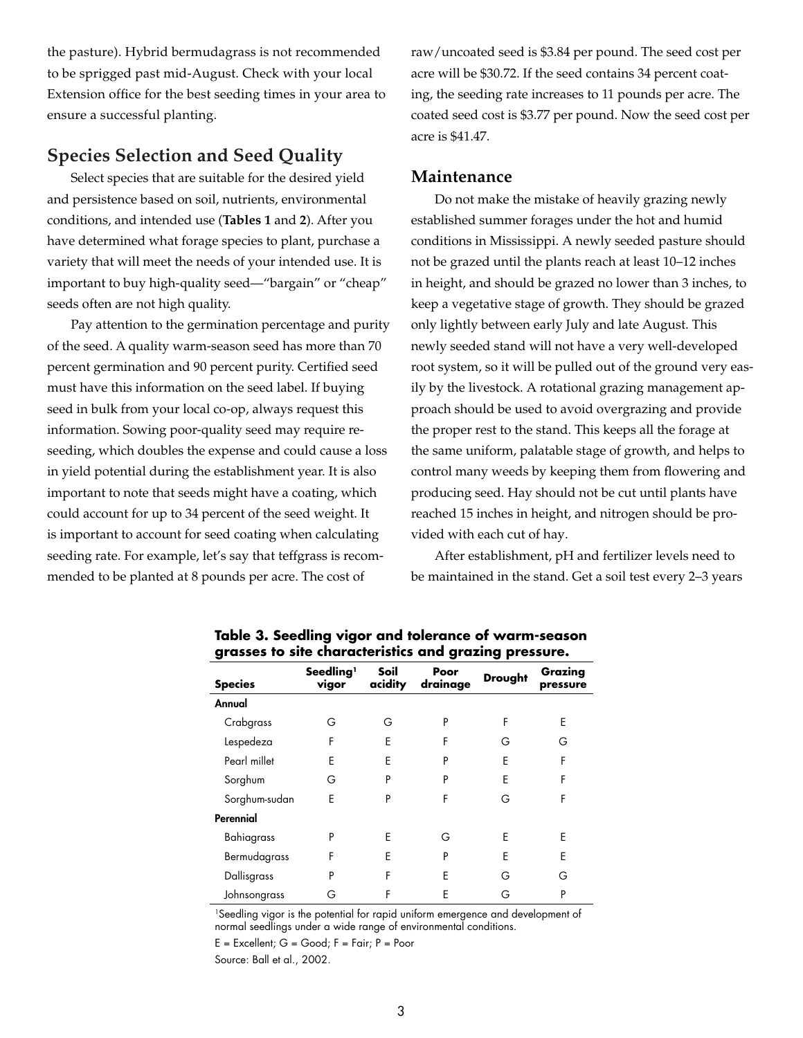the pasture). Hybrid bermudagrass is not recommended to be sprigged past mid-August. Check with your local Extension office for the best seeding times in your area to ensure a successful planting.

## Species Selection and Seed Quality

Select species that are suitable for the desired yield and persistence based on soil, nutrients, environmental conditions, and intended use (**Tables 1** and **2**). After you have determined what forage species to plant, purchase a variety that will meet the needs of your intended use. It is important to buy high-quality seed—"bargain" or "cheap" seeds often are not high quality.

Pay attention to the germination percentage and purity of the seed. A quality warm-season seed has more than 70 percent germination and 90 percent purity. Certified seed must have this information on the seed label. If buying seed in bulk from your local co-op, always request this information. Sowing poor-quality seed may require reseeding, which doubles the expense and could cause a loss in yield potential during the establishment year. It is also important to note that seeds might have a coating, which could account for up to 34 percent of the seed weight. It is important to account for seed coating when calculating seeding rate. For example, let's say that teffgrass is recommended to be planted at 8 pounds per acre. The cost of raw/uncoated seed is $3.84 per pound. The seed cost per acre will be $30.72. If the seed contains 34 percent coating, the seeding rate increases to 11 pounds per acre. The coated seed cost is $3.77 per pound. Now the seed cost per acre is $41.47.

## Maintenance

Do not make the mistake of heavily grazing newly established summer forages under the hot and humid conditions in Mississippi. A newly seeded pasture should not be grazed until the plants reach at least 10–12 inches in height, and should be grazed no lower than 3 inches, to keep a vegetative stage of growth. They should be grazed only lightly between early July and late August. This newly seeded stand will not have a very well-developed root system, so it will be pulled out of the ground very easily by the livestock. A rotational grazing management approach should be used to avoid overgrazing and provide the proper rest to the stand. This keeps all the forage at the same uniform, palatable stage of growth, and helps to control many weeds by keeping them from flowering and producing seed. Hay should not be cut until plants have reached 15 inches in height, and nitrogen should be provided with each cut of hay.

After establishment, pH and fertilizer levels need to be maintained in the stand. Get a soil test every 2–3 years

**Table 3. Seedling vigor and tolerance of warm-season grasses to site characteristics and grazing pressure.**

| Species | Seedling[1] vigor | Soil acidity | Poor drainage | Drought | Grazing pressure |
|---|---|---|---|---|---|
| **Annual** | | | | | |
| Crabgrass | G | G | P | F | E |
| Lespedeza | F | E | F | G | G |
| Pearl millet | E | E | P | E | F |
| Sorghum | G | P | P | E | F |
| Sorghum-sudan | E | P | F | G | F |
| **Perennial** | | | | | |
| Bahiagrass | P | E | G | E | E |
| Bermudagrass | F | E | P | E | E |
| Dallisgrass | P | F | E | G | G |
| Johnsongrass | G | F | E | G | P |

[1]Seedling vigor is the potential for rapid uniform emergence and development of normal seedlings under a wide range of environmental conditions.

E = Excellent; G = Good; F = Fair; P = Poor

Source: Ball et al., 2002.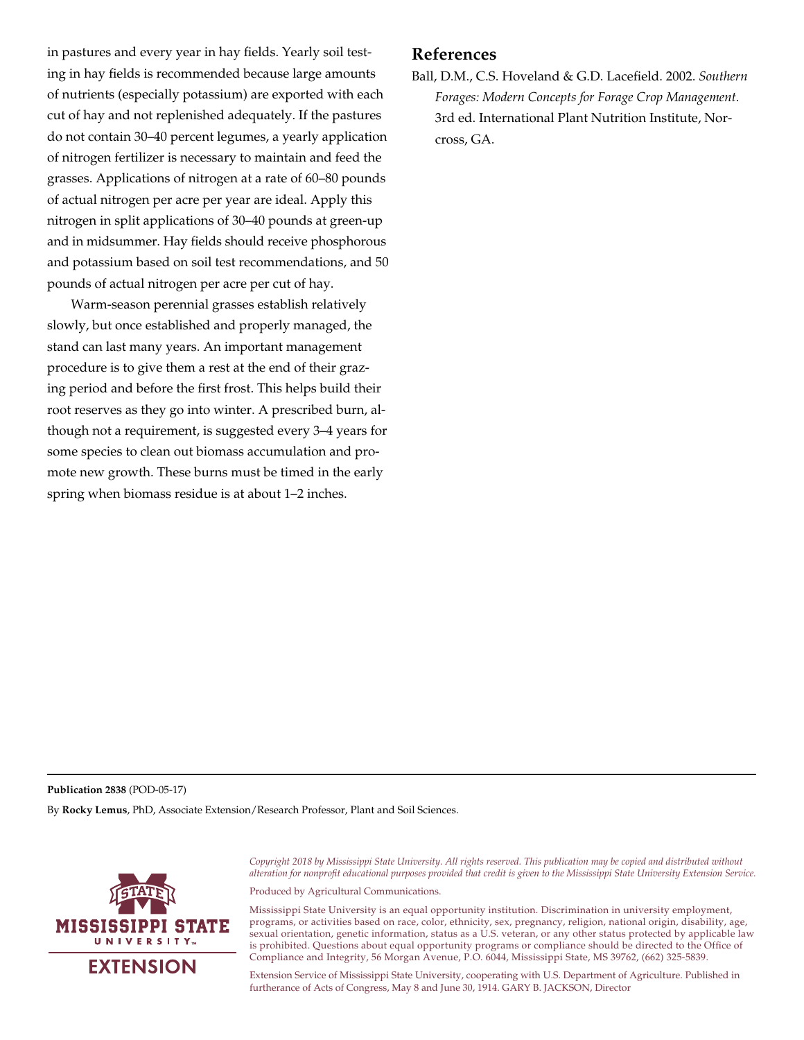in pastures and every year in hay fields. Yearly soil testing in hay fields is recommended because large amounts of nutrients (especially potassium) are exported with each cut of hay and not replenished adequately. If the pastures do not contain 30–40 percent legumes, a yearly application of nitrogen fertilizer is necessary to maintain and feed the grasses. Applications of nitrogen at a rate of 60–80 pounds of actual nitrogen per acre per year are ideal. Apply this nitrogen in split applications of 30–40 pounds at green-up and in midsummer. Hay fields should receive phosphorous and potassium based on soil test recommendations, and 50 pounds of actual nitrogen per acre per cut of hay.

Warm-season perennial grasses establish relatively slowly, but once established and properly managed, the stand can last many years. An important management procedure is to give them a rest at the end of their grazing period and before the first frost. This helps build their root reserves as they go into winter. A prescribed burn, although not a requirement, is suggested every 3–4 years for some species to clean out biomass accumulation and promote new growth. These burns must be timed in the early spring when biomass residue is at about 1–2 inches.

## References

Ball, D.M., C.S. Hoveland & G.D. Lacefield. 2002. *Southern Forages: Modern Concepts for Forage Crop Management.* 3rd ed. International Plant Nutrition Institute, Norcross, GA.

**Publication 2838** (POD-05-17)

By **Rocky Lemus**, PhD, Associate Extension/Research Professor, Plant and Soil Sciences.

MISSISSIPPI STATE UNIVERSITY™ EXTENSION

*Copyright 2018 by Mississippi State University. All rights reserved. This publication may be copied and distributed without alteration for nonprofit educational purposes provided that credit is given to the Mississippi State University Extension Service.*

Produced by Agricultural Communications.

Mississippi State University is an equal opportunity institution. Discrimination in university employment, programs, or activities based on race, color, ethnicity, sex, pregnancy, religion, national origin, disability, age, sexual orientation, genetic information, status as a U.S. veteran, or any other status protected by applicable law is prohibited. Questions about equal opportunity programs or compliance should be directed to the Office of Compliance and Integrity, 56 Morgan Avenue, P.O. 6044, Mississippi State, MS 39762, (662) 325-5839.

Extension Service of Mississippi State University, cooperating with U.S. Department of Agriculture. Published in furtherance of Acts of Congress, May 8 and June 30, 1914. GARY B. JACKSON, Director